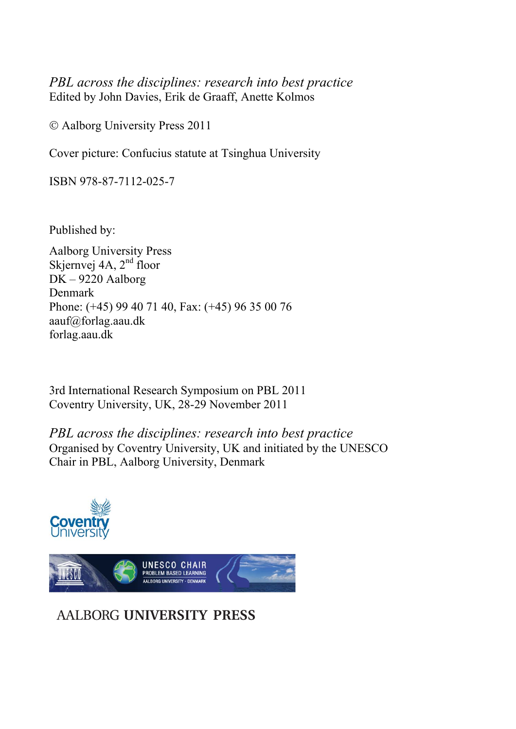*PBL across the disciplines: research into best practice*
Edited by John Davies, Erik de Graaff, Anette Kolmos

© Aalborg University Press 2011

Cover picture: Confucius statute at Tsinghua University

ISBN 978-87-7112-025-7

Published by:

Aalborg University Press
Skjernvej 4A, 2nd floor
DK – 9220 Aalborg
Denmark
Phone: (+45) 99 40 71 40, Fax: (+45) 96 35 00 76
aauf@forlag.aau.dk
forlag.aau.dk

3rd International Research Symposium on PBL 2011
Coventry University, UK, 28-29 November 2011

*PBL across the disciplines: research into best practice*
Organised by Coventry University, UK and initiated by the UNESCO Chair in PBL, Aalborg University, Denmark

Coventry University

UNESCO CHAIR
PROBLEM BASED LEARNING
AALBORG UNIVERSITY · DENMARK

AALBORG **UNIVERSITY PRESS**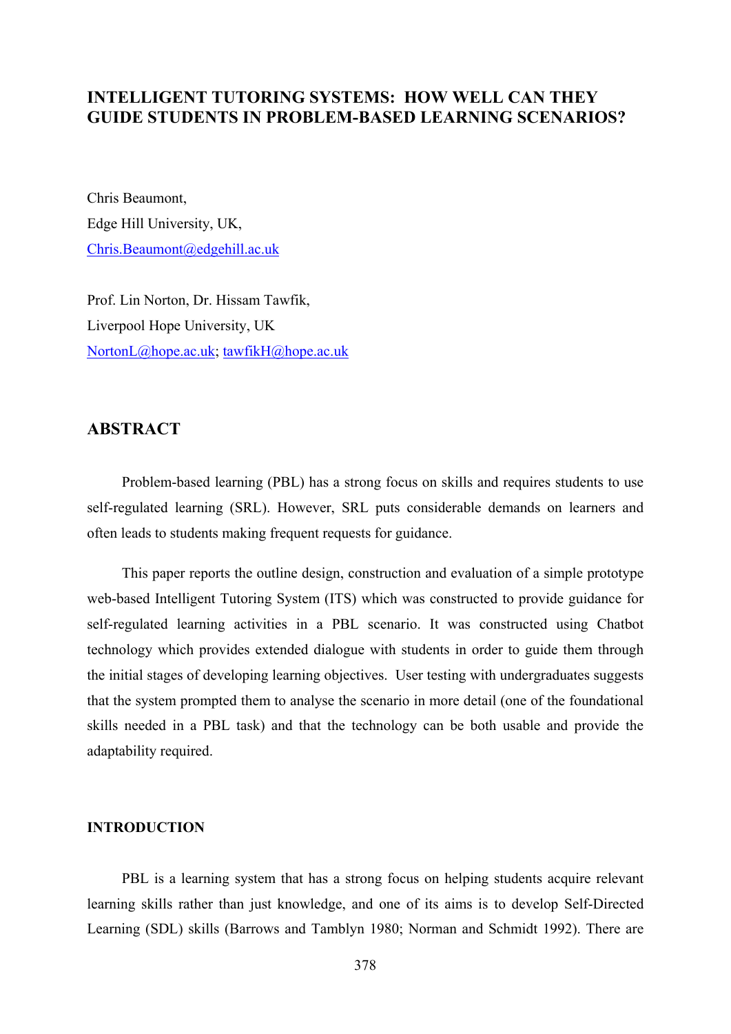# INTELLIGENT TUTORING SYSTEMS: HOW WELL CAN THEY GUIDE STUDENTS IN PROBLEM-BASED LEARNING SCENARIOS?

Chris Beaumont,
Edge Hill University, UK,
Chris.Beaumont@edgehill.ac.uk

Prof. Lin Norton, Dr. Hissam Tawfik,
Liverpool Hope University, UK
NortonL@hope.ac.uk; tawfikH@hope.ac.uk

## ABSTRACT

Problem-based learning (PBL) has a strong focus on skills and requires students to use self-regulated learning (SRL). However, SRL puts considerable demands on learners and often leads to students making frequent requests for guidance.

This paper reports the outline design, construction and evaluation of a simple prototype web-based Intelligent Tutoring System (ITS) which was constructed to provide guidance for self-regulated learning activities in a PBL scenario. It was constructed using Chatbot technology which provides extended dialogue with students in order to guide them through the initial stages of developing learning objectives. User testing with undergraduates suggests that the system prompted them to analyse the scenario in more detail (one of the foundational skills needed in a PBL task) and that the technology can be both usable and provide the adaptability required.

### INTRODUCTION

PBL is a learning system that has a strong focus on helping students acquire relevant learning skills rather than just knowledge, and one of its aims is to develop Self-Directed Learning (SDL) skills (Barrows and Tamblyn 1980; Norman and Schmidt 1992). There are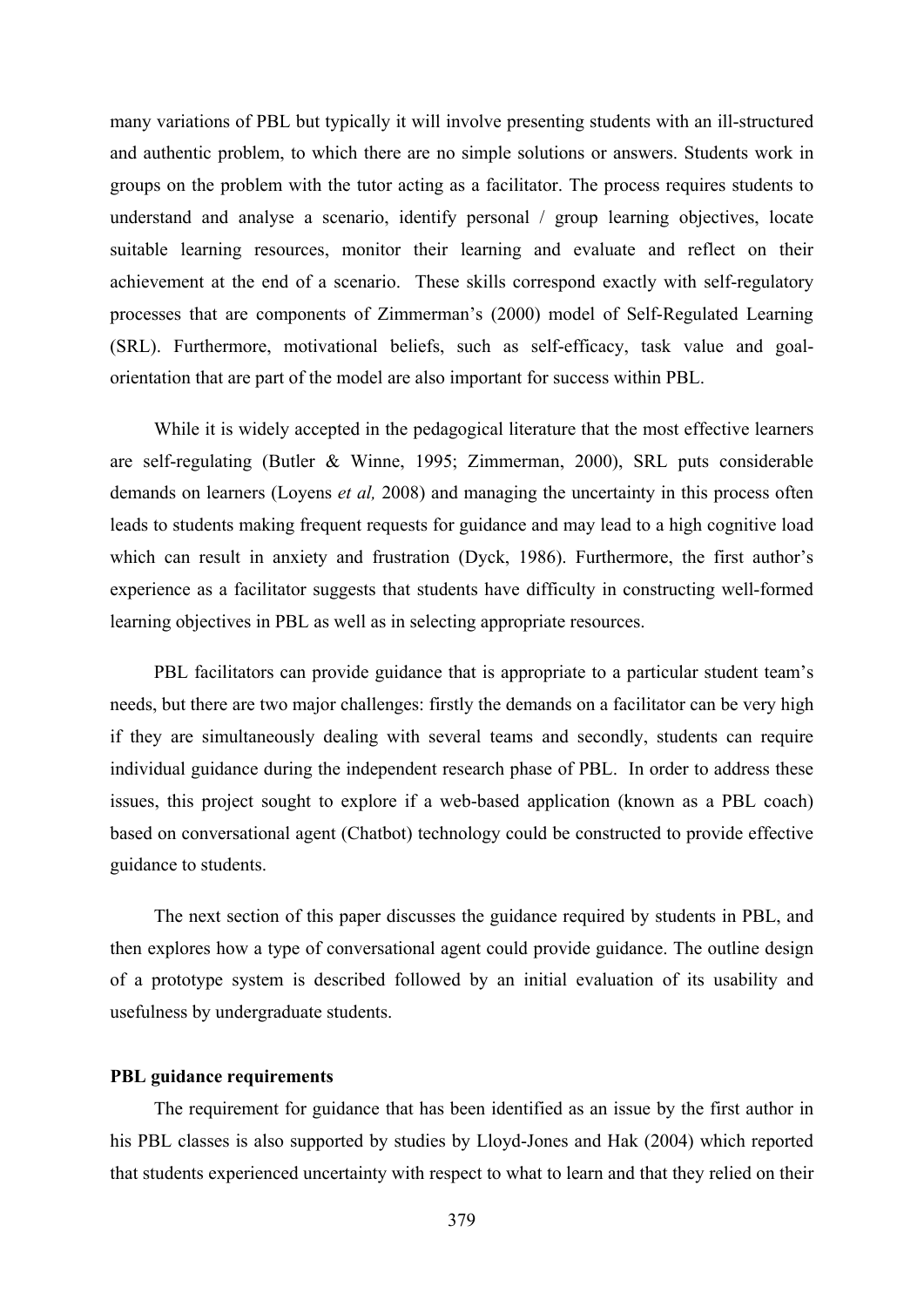many variations of PBL but typically it will involve presenting students with an ill-structured and authentic problem, to which there are no simple solutions or answers. Students work in groups on the problem with the tutor acting as a facilitator. The process requires students to understand and analyse a scenario, identify personal / group learning objectives, locate suitable learning resources, monitor their learning and evaluate and reflect on their achievement at the end of a scenario. These skills correspond exactly with self-regulatory processes that are components of Zimmerman's (2000) model of Self-Regulated Learning (SRL). Furthermore, motivational beliefs, such as self-efficacy, task value and goal-orientation that are part of the model are also important for success within PBL.

While it is widely accepted in the pedagogical literature that the most effective learners are self-regulating (Butler & Winne, 1995; Zimmerman, 2000), SRL puts considerable demands on learners (Loyens *et al,* 2008) and managing the uncertainty in this process often leads to students making frequent requests for guidance and may lead to a high cognitive load which can result in anxiety and frustration (Dyck, 1986). Furthermore, the first author's experience as a facilitator suggests that students have difficulty in constructing well-formed learning objectives in PBL as well as in selecting appropriate resources.

PBL facilitators can provide guidance that is appropriate to a particular student team's needs, but there are two major challenges: firstly the demands on a facilitator can be very high if they are simultaneously dealing with several teams and secondly, students can require individual guidance during the independent research phase of PBL. In order to address these issues, this project sought to explore if a web-based application (known as a PBL coach) based on conversational agent (Chatbot) technology could be constructed to provide effective guidance to students.

The next section of this paper discusses the guidance required by students in PBL, and then explores how a type of conversational agent could provide guidance. The outline design of a prototype system is described followed by an initial evaluation of its usability and usefulness by undergraduate students.

**PBL guidance requirements**

The requirement for guidance that has been identified as an issue by the first author in his PBL classes is also supported by studies by Lloyd-Jones and Hak (2004) which reported that students experienced uncertainty with respect to what to learn and that they relied on their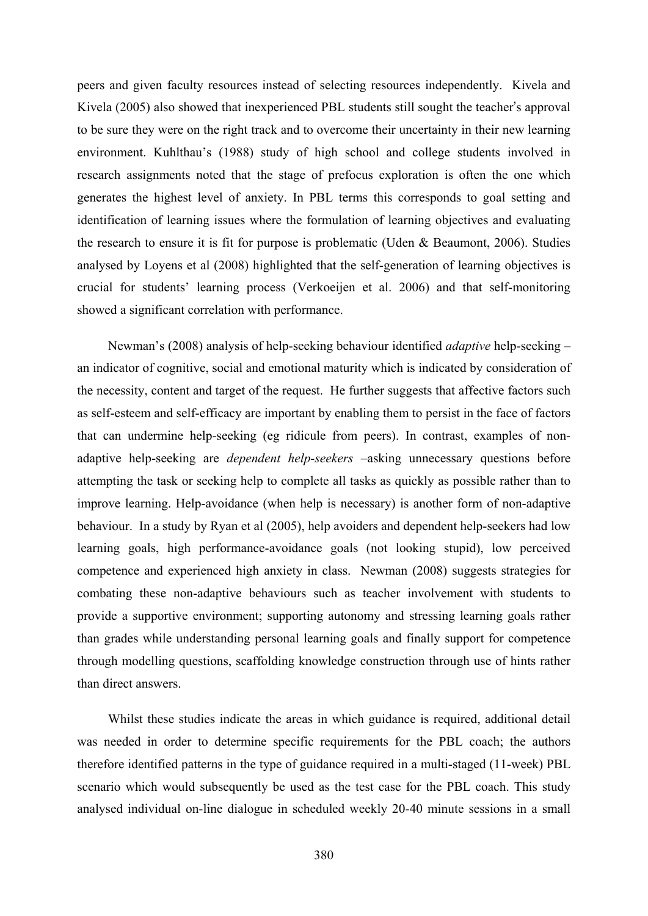peers and given faculty resources instead of selecting resources independently. Kivela and Kivela (2005) also showed that inexperienced PBL students still sought the teacher's approval to be sure they were on the right track and to overcome their uncertainty in their new learning environment. Kuhlthau's (1988) study of high school and college students involved in research assignments noted that the stage of prefocus exploration is often the one which generates the highest level of anxiety. In PBL terms this corresponds to goal setting and identification of learning issues where the formulation of learning objectives and evaluating the research to ensure it is fit for purpose is problematic (Uden & Beaumont, 2006). Studies analysed by Loyens et al (2008) highlighted that the self-generation of learning objectives is crucial for students' learning process (Verkoeijen et al. 2006) and that self-monitoring showed a significant correlation with performance.

Newman's (2008) analysis of help-seeking behaviour identified *adaptive* help-seeking – an indicator of cognitive, social and emotional maturity which is indicated by consideration of the necessity, content and target of the request. He further suggests that affective factors such as self-esteem and self-efficacy are important by enabling them to persist in the face of factors that can undermine help-seeking (eg ridicule from peers). In contrast, examples of non-adaptive help-seeking are *dependent help-seekers* –asking unnecessary questions before attempting the task or seeking help to complete all tasks as quickly as possible rather than to improve learning. Help-avoidance (when help is necessary) is another form of non-adaptive behaviour. In a study by Ryan et al (2005), help avoiders and dependent help-seekers had low learning goals, high performance-avoidance goals (not looking stupid), low perceived competence and experienced high anxiety in class. Newman (2008) suggests strategies for combating these non-adaptive behaviours such as teacher involvement with students to provide a supportive environment; supporting autonomy and stressing learning goals rather than grades while understanding personal learning goals and finally support for competence through modelling questions, scaffolding knowledge construction through use of hints rather than direct answers.

Whilst these studies indicate the areas in which guidance is required, additional detail was needed in order to determine specific requirements for the PBL coach; the authors therefore identified patterns in the type of guidance required in a multi-staged (11-week) PBL scenario which would subsequently be used as the test case for the PBL coach. This study analysed individual on-line dialogue in scheduled weekly 20-40 minute sessions in a small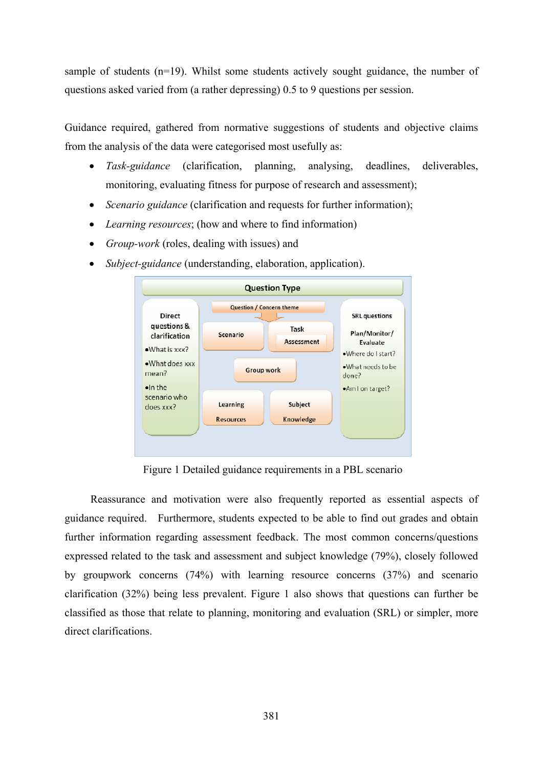sample of students (n=19). Whilst some students actively sought guidance, the number of questions asked varied from (a rather depressing) 0.5 to 9 questions per session.

Guidance required, gathered from normative suggestions of students and objective claims from the analysis of the data were categorised most usefully as:

- *Task-guidance* (clarification, planning, analysing, deadlines, deliverables, monitoring, evaluating fitness for purpose of research and assessment);
- *Scenario guidance* (clarification and requests for further information);
- *Learning resources*; (how and where to find information)
- *Group-work* (roles, dealing with issues) and
- *Subject-guidance* (understanding, elaboration, application).

Figure 1 Detailed guidance requirements in a PBL scenario

Reassurance and motivation were also frequently reported as essential aspects of guidance required. Furthermore, students expected to be able to find out grades and obtain further information regarding assessment feedback. The most common concerns/questions expressed related to the task and assessment and subject knowledge (79%), closely followed by groupwork concerns (74%) with learning resource concerns (37%) and scenario clarification (32%) being less prevalent. Figure 1 also shows that questions can further be classified as those that relate to planning, monitoring and evaluation (SRL) or simpler, more direct clarifications.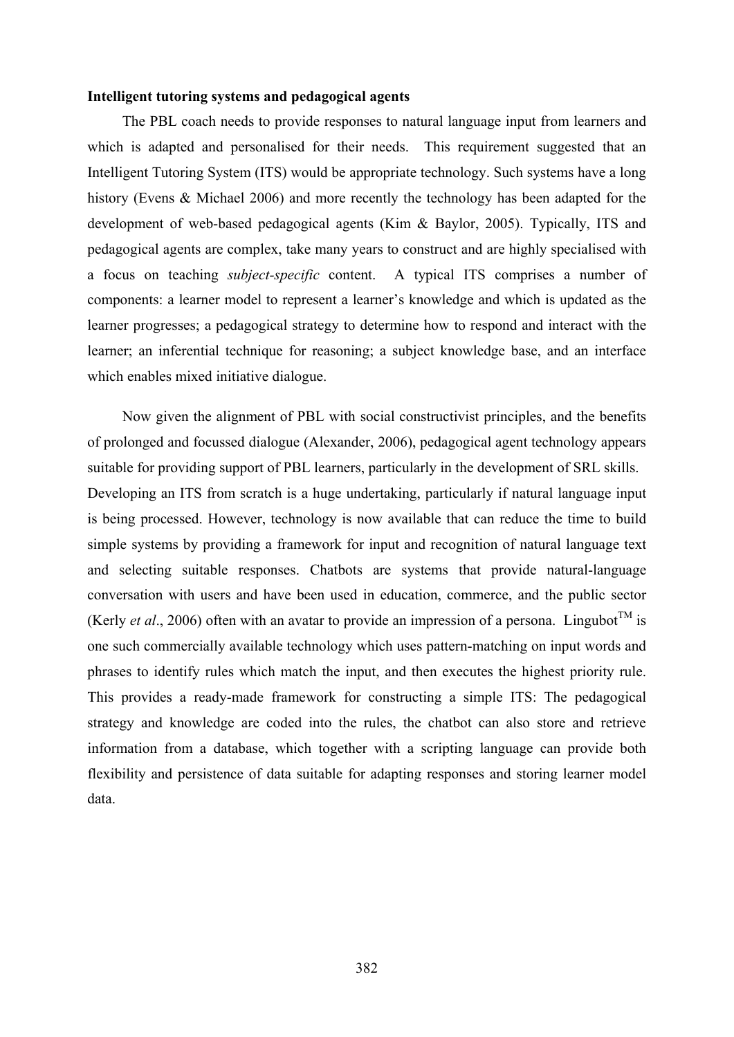**Intelligent tutoring systems and pedagogical agents**

The PBL coach needs to provide responses to natural language input from learners and which is adapted and personalised for their needs. This requirement suggested that an Intelligent Tutoring System (ITS) would be appropriate technology. Such systems have a long history (Evens & Michael 2006) and more recently the technology has been adapted for the development of web-based pedagogical agents (Kim & Baylor, 2005). Typically, ITS and pedagogical agents are complex, take many years to construct and are highly specialised with a focus on teaching *subject-specific* content. A typical ITS comprises a number of components: a learner model to represent a learner's knowledge and which is updated as the learner progresses; a pedagogical strategy to determine how to respond and interact with the learner; an inferential technique for reasoning; a subject knowledge base, and an interface which enables mixed initiative dialogue.

Now given the alignment of PBL with social constructivist principles, and the benefits of prolonged and focussed dialogue (Alexander, 2006), pedagogical agent technology appears suitable for providing support of PBL learners, particularly in the development of SRL skills. Developing an ITS from scratch is a huge undertaking, particularly if natural language input is being processed. However, technology is now available that can reduce the time to build simple systems by providing a framework for input and recognition of natural language text and selecting suitable responses. Chatbots are systems that provide natural-language conversation with users and have been used in education, commerce, and the public sector (Kerly *et al*., 2006) often with an avatar to provide an impression of a persona. Lingubot™ is one such commercially available technology which uses pattern-matching on input words and phrases to identify rules which match the input, and then executes the highest priority rule. This provides a ready-made framework for constructing a simple ITS: The pedagogical strategy and knowledge are coded into the rules, the chatbot can also store and retrieve information from a database, which together with a scripting language can provide both flexibility and persistence of data suitable for adapting responses and storing learner model data.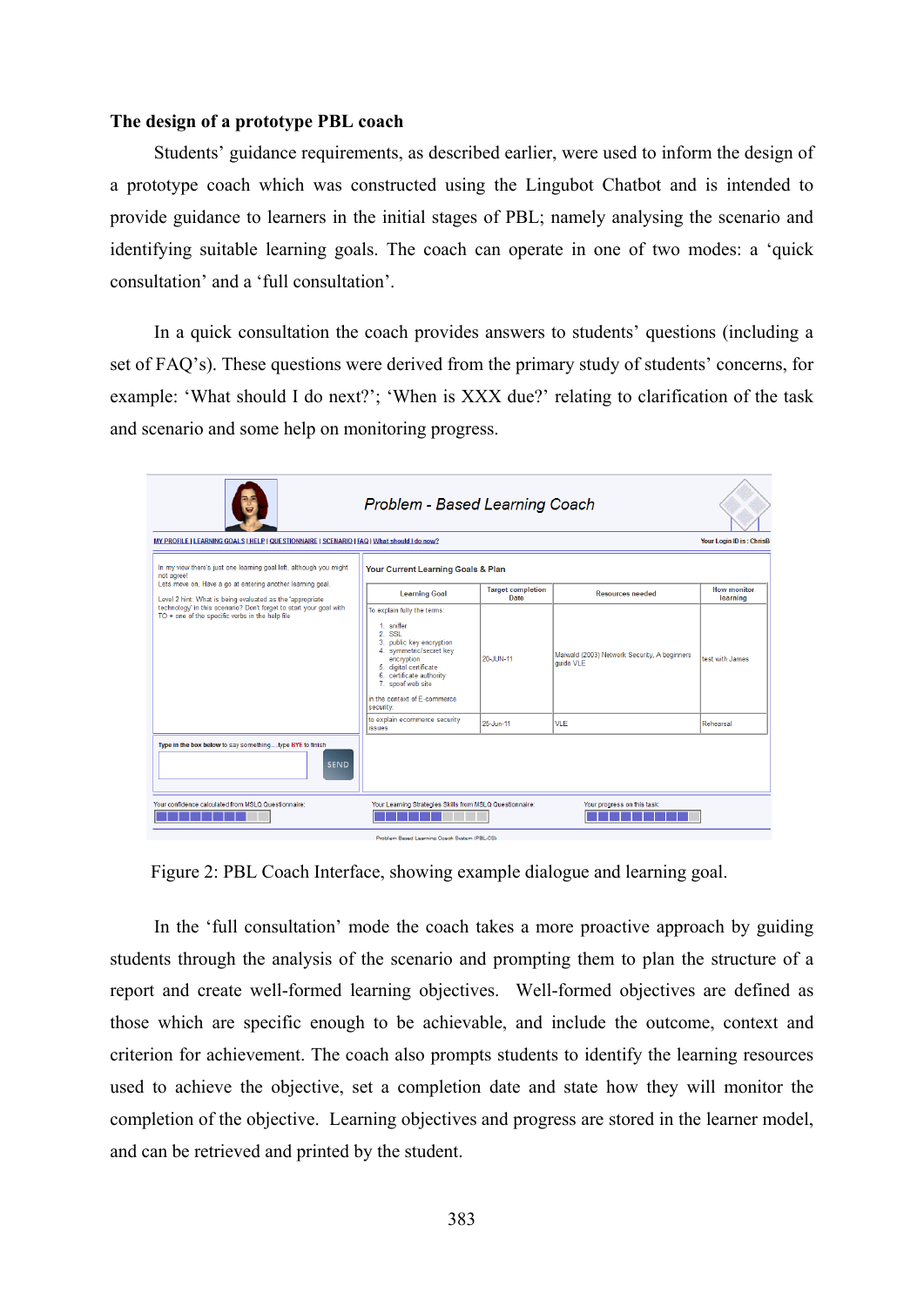**The design of a prototype PBL coach**

Students' guidance requirements, as described earlier, were used to inform the design of a prototype coach which was constructed using the Lingubot Chatbot and is intended to provide guidance to learners in the initial stages of PBL; namely analysing the scenario and identifying suitable learning goals. The coach can operate in one of two modes: a 'quick consultation' and a 'full consultation'.

In a quick consultation the coach provides answers to students' questions (including a set of FAQ's). These questions were derived from the primary study of students' concerns, for example: 'What should I do next?'; 'When is XXX due?' relating to clarification of the task and scenario and some help on monitoring progress.

Figure 2: PBL Coach Interface, showing example dialogue and learning goal.

In the 'full consultation' mode the coach takes a more proactive approach by guiding students through the analysis of the scenario and prompting them to plan the structure of a report and create well-formed learning objectives. Well-formed objectives are defined as those which are specific enough to be achievable, and include the outcome, context and criterion for achievement. The coach also prompts students to identify the learning resources used to achieve the objective, set a completion date and state how they will monitor the completion of the objective. Learning objectives and progress are stored in the learner model, and can be retrieved and printed by the student.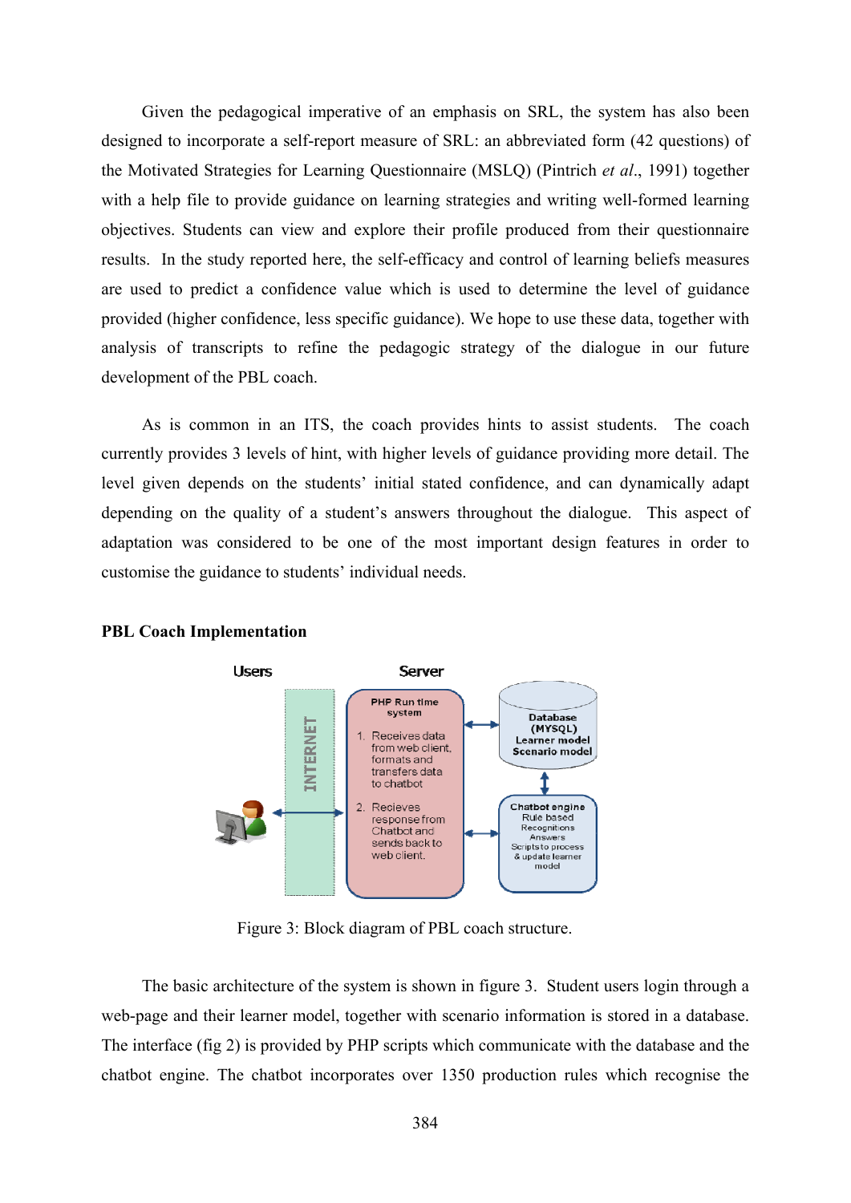Given the pedagogical imperative of an emphasis on SRL, the system has also been designed to incorporate a self-report measure of SRL: an abbreviated form (42 questions) of the Motivated Strategies for Learning Questionnaire (MSLQ) (Pintrich *et al*., 1991) together with a help file to provide guidance on learning strategies and writing well-formed learning objectives. Students can view and explore their profile produced from their questionnaire results. In the study reported here, the self-efficacy and control of learning beliefs measures are used to predict a confidence value which is used to determine the level of guidance provided (higher confidence, less specific guidance). We hope to use these data, together with analysis of transcripts to refine the pedagogic strategy of the dialogue in our future development of the PBL coach.

As is common in an ITS, the coach provides hints to assist students. The coach currently provides 3 levels of hint, with higher levels of guidance providing more detail. The level given depends on the students' initial stated confidence, and can dynamically adapt depending on the quality of a student's answers throughout the dialogue. This aspect of adaptation was considered to be one of the most important design features in order to customise the guidance to students' individual needs.

**PBL Coach Implementation**

Figure 3: Block diagram of PBL coach structure.

The basic architecture of the system is shown in figure 3. Student users login through a web-page and their learner model, together with scenario information is stored in a database. The interface (fig 2) is provided by PHP scripts which communicate with the database and the chatbot engine. The chatbot incorporates over 1350 production rules which recognise the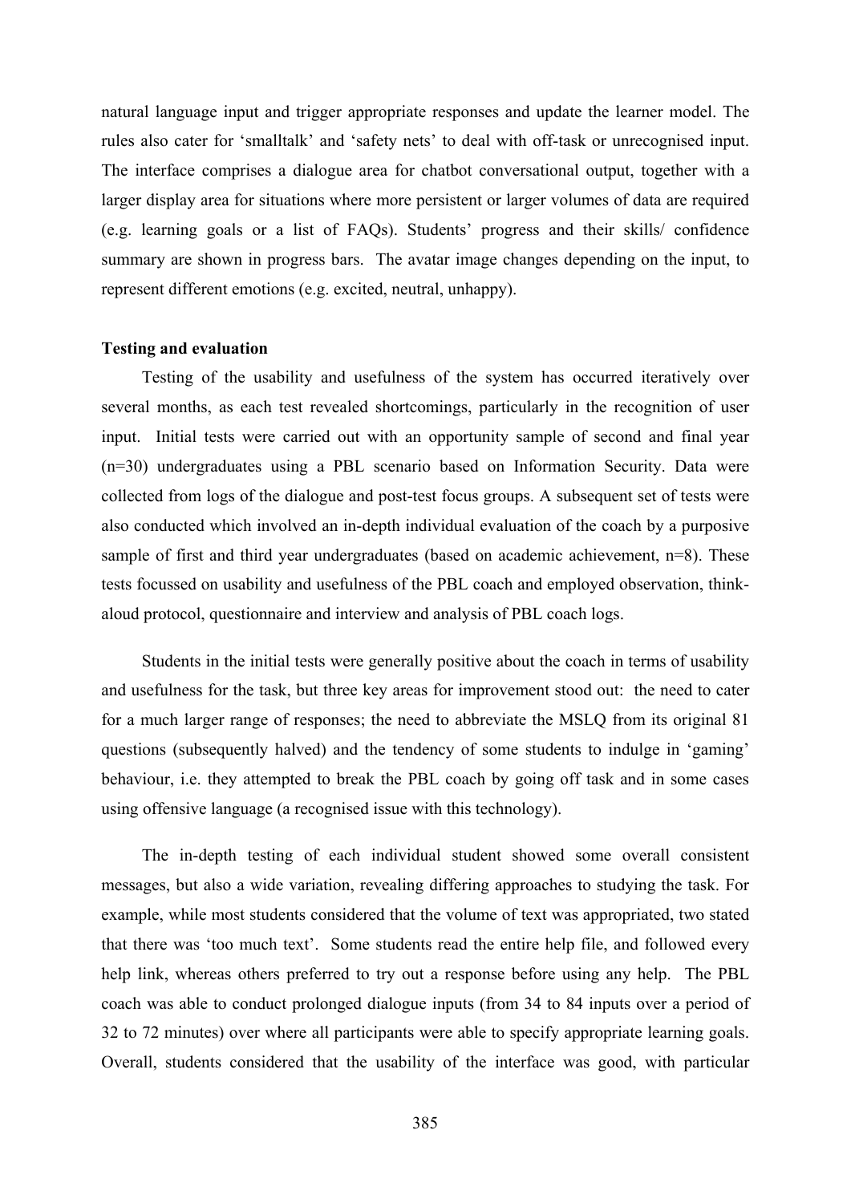natural language input and trigger appropriate responses and update the learner model. The rules also cater for 'smalltalk' and 'safety nets' to deal with off-task or unrecognised input. The interface comprises a dialogue area for chatbot conversational output, together with a larger display area for situations where more persistent or larger volumes of data are required (e.g. learning goals or a list of FAQs). Students' progress and their skills/ confidence summary are shown in progress bars. The avatar image changes depending on the input, to represent different emotions (e.g. excited, neutral, unhappy).

**Testing and evaluation**

Testing of the usability and usefulness of the system has occurred iteratively over several months, as each test revealed shortcomings, particularly in the recognition of user input. Initial tests were carried out with an opportunity sample of second and final year (n=30) undergraduates using a PBL scenario based on Information Security. Data were collected from logs of the dialogue and post-test focus groups. A subsequent set of tests were also conducted which involved an in-depth individual evaluation of the coach by a purposive sample of first and third year undergraduates (based on academic achievement, n=8). These tests focussed on usability and usefulness of the PBL coach and employed observation, think-aloud protocol, questionnaire and interview and analysis of PBL coach logs.

Students in the initial tests were generally positive about the coach in terms of usability and usefulness for the task, but three key areas for improvement stood out: the need to cater for a much larger range of responses; the need to abbreviate the MSLQ from its original 81 questions (subsequently halved) and the tendency of some students to indulge in 'gaming' behaviour, i.e. they attempted to break the PBL coach by going off task and in some cases using offensive language (a recognised issue with this technology).

The in-depth testing of each individual student showed some overall consistent messages, but also a wide variation, revealing differing approaches to studying the task. For example, while most students considered that the volume of text was appropriated, two stated that there was 'too much text'. Some students read the entire help file, and followed every help link, whereas others preferred to try out a response before using any help. The PBL coach was able to conduct prolonged dialogue inputs (from 34 to 84 inputs over a period of 32 to 72 minutes) over where all participants were able to specify appropriate learning goals. Overall, students considered that the usability of the interface was good, with particular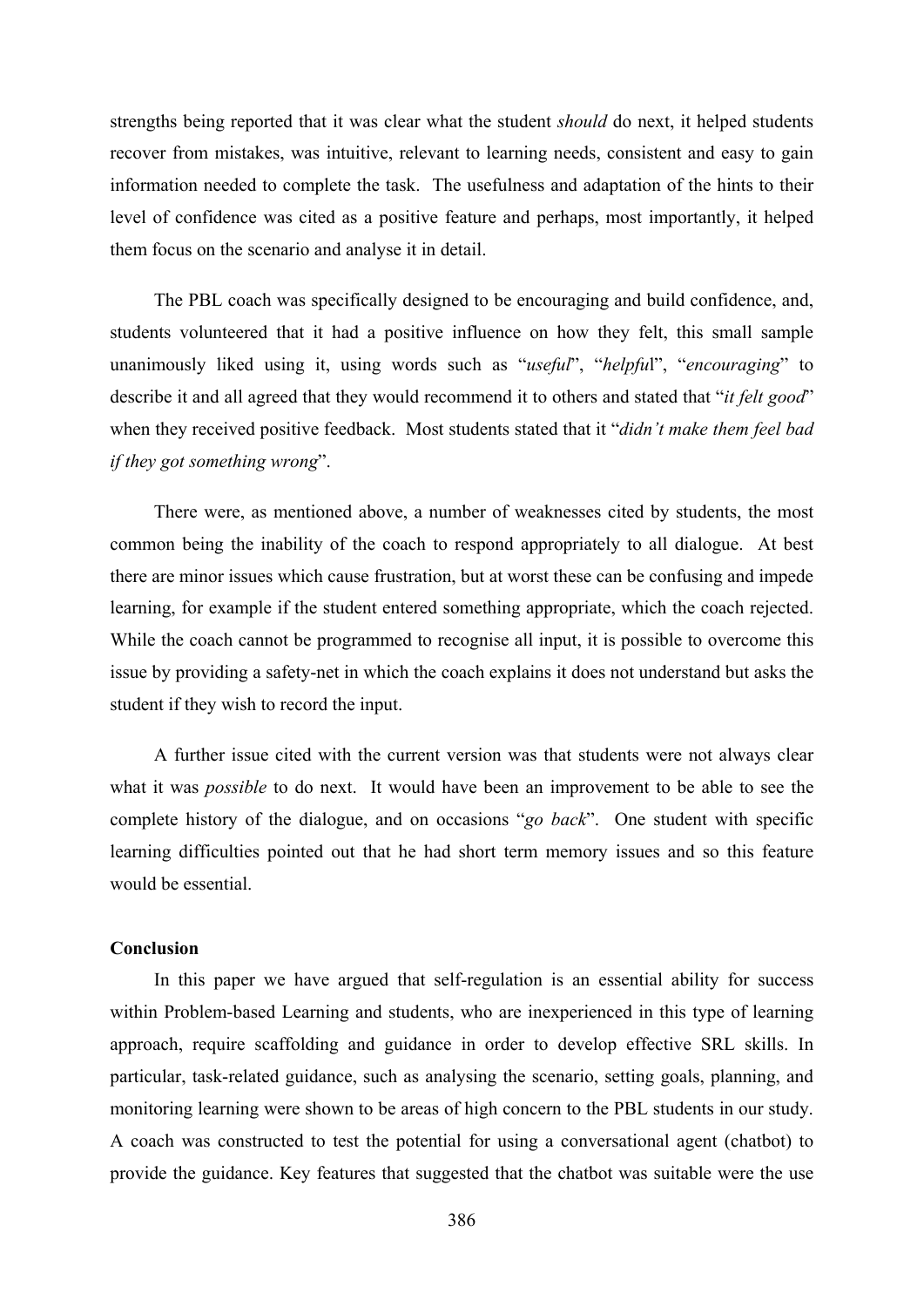strengths being reported that it was clear what the student *should* do next, it helped students recover from mistakes, was intuitive, relevant to learning needs, consistent and easy to gain information needed to complete the task. The usefulness and adaptation of the hints to their level of confidence was cited as a positive feature and perhaps, most importantly, it helped them focus on the scenario and analyse it in detail.

The PBL coach was specifically designed to be encouraging and build confidence, and, students volunteered that it had a positive influence on how they felt, this small sample unanimously liked using it, using words such as "*useful*", "*helpful*", "*encouraging*" to describe it and all agreed that they would recommend it to others and stated that "*it felt good*" when they received positive feedback. Most students stated that it "*didn't make them feel bad if they got something wrong*".

There were, as mentioned above, a number of weaknesses cited by students, the most common being the inability of the coach to respond appropriately to all dialogue. At best there are minor issues which cause frustration, but at worst these can be confusing and impede learning, for example if the student entered something appropriate, which the coach rejected. While the coach cannot be programmed to recognise all input, it is possible to overcome this issue by providing a safety-net in which the coach explains it does not understand but asks the student if they wish to record the input.

A further issue cited with the current version was that students were not always clear what it was *possible* to do next. It would have been an improvement to be able to see the complete history of the dialogue, and on occasions "*go back*". One student with specific learning difficulties pointed out that he had short term memory issues and so this feature would be essential.

**Conclusion**

In this paper we have argued that self-regulation is an essential ability for success within Problem-based Learning and students, who are inexperienced in this type of learning approach, require scaffolding and guidance in order to develop effective SRL skills. In particular, task-related guidance, such as analysing the scenario, setting goals, planning, and monitoring learning were shown to be areas of high concern to the PBL students in our study. A coach was constructed to test the potential for using a conversational agent (chatbot) to provide the guidance. Key features that suggested that the chatbot was suitable were the use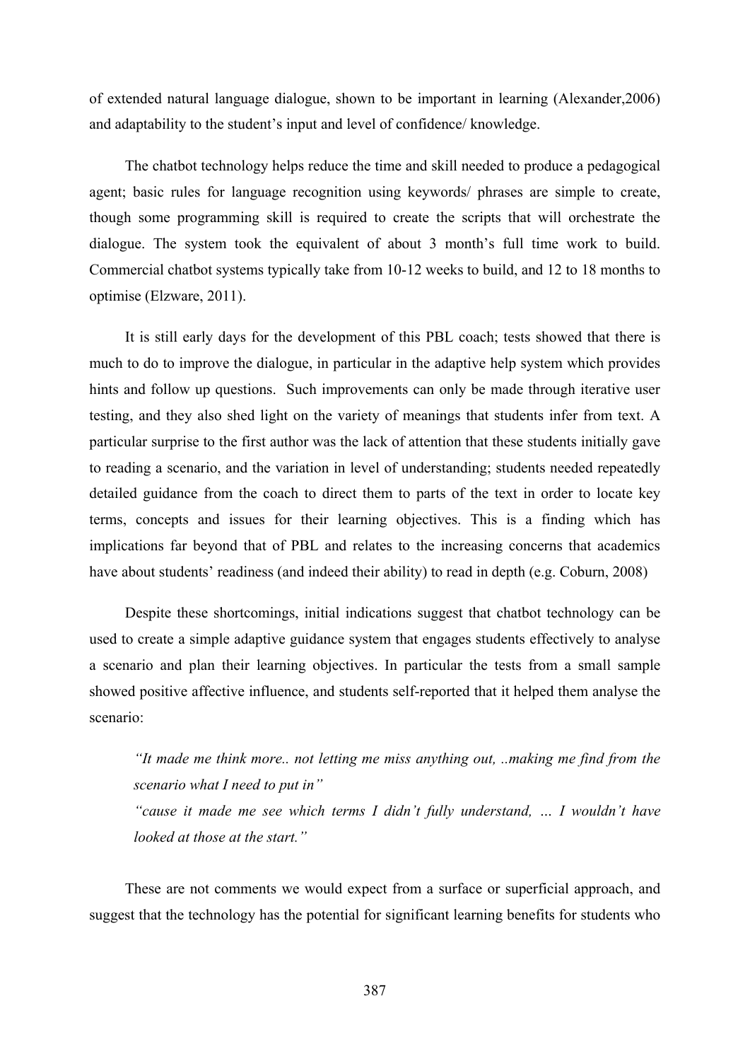of extended natural language dialogue, shown to be important in learning (Alexander,2006) and adaptability to the student's input and level of confidence/ knowledge.

The chatbot technology helps reduce the time and skill needed to produce a pedagogical agent; basic rules for language recognition using keywords/ phrases are simple to create, though some programming skill is required to create the scripts that will orchestrate the dialogue. The system took the equivalent of about 3 month's full time work to build. Commercial chatbot systems typically take from 10-12 weeks to build, and 12 to 18 months to optimise (Elzware, 2011).

It is still early days for the development of this PBL coach; tests showed that there is much to do to improve the dialogue, in particular in the adaptive help system which provides hints and follow up questions. Such improvements can only be made through iterative user testing, and they also shed light on the variety of meanings that students infer from text. A particular surprise to the first author was the lack of attention that these students initially gave to reading a scenario, and the variation in level of understanding; students needed repeatedly detailed guidance from the coach to direct them to parts of the text in order to locate key terms, concepts and issues for their learning objectives. This is a finding which has implications far beyond that of PBL and relates to the increasing concerns that academics have about students' readiness (and indeed their ability) to read in depth (e.g. Coburn, 2008)

Despite these shortcomings, initial indications suggest that chatbot technology can be used to create a simple adaptive guidance system that engages students effectively to analyse a scenario and plan their learning objectives. In particular the tests from a small sample showed positive affective influence, and students self-reported that it helped them analyse the scenario:

> *"It made me think more.. not letting me miss anything out, ..making me find from the scenario what I need to put in"*
>
> *"cause it made me see which terms I didn't fully understand, … I wouldn't have looked at those at the start."*

These are not comments we would expect from a surface or superficial approach, and suggest that the technology has the potential for significant learning benefits for students who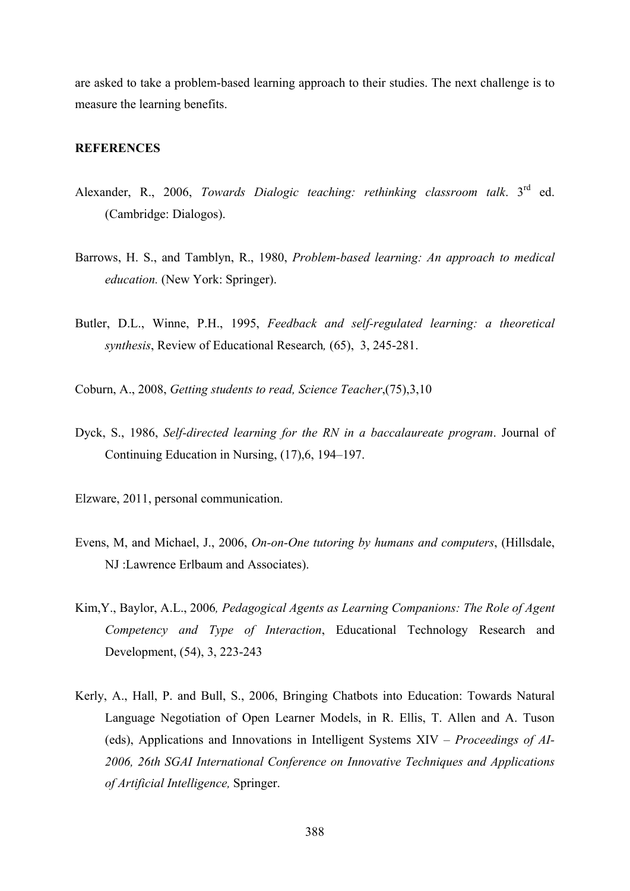are asked to take a problem-based learning approach to their studies. The next challenge is to measure the learning benefits.

**REFERENCES**

Alexander, R., 2006, *Towards Dialogic teaching: rethinking classroom talk*. 3rd ed. (Cambridge: Dialogos).

Barrows, H. S., and Tamblyn, R., 1980, *Problem-based learning: An approach to medical education.* (New York: Springer).

Butler, D.L., Winne, P.H., 1995, *Feedback and self-regulated learning: a theoretical synthesis*, Review of Educational Research*,* (65), 3, 245-281.

Coburn, A., 2008, *Getting students to read, Science Teacher*,(75),3,10

Dyck, S., 1986, *Self-directed learning for the RN in a baccalaureate program*. Journal of Continuing Education in Nursing, (17),6, 194–197.

Elzware, 2011, personal communication.

Evens, M, and Michael, J., 2006, *On-on-One tutoring by humans and computers*, (Hillsdale, NJ :Lawrence Erlbaum and Associates).

Kim,Y., Baylor, A.L., 2006*, Pedagogical Agents as Learning Companions: The Role of Agent Competency and Type of Interaction*, Educational Technology Research and Development, (54), 3, 223-243

Kerly, A., Hall, P. and Bull, S., 2006, Bringing Chatbots into Education: Towards Natural Language Negotiation of Open Learner Models, in R. Ellis, T. Allen and A. Tuson (eds), Applications and Innovations in Intelligent Systems XIV – *Proceedings of AI-2006, 26th SGAI International Conference on Innovative Techniques and Applications of Artificial Intelligence,* Springer.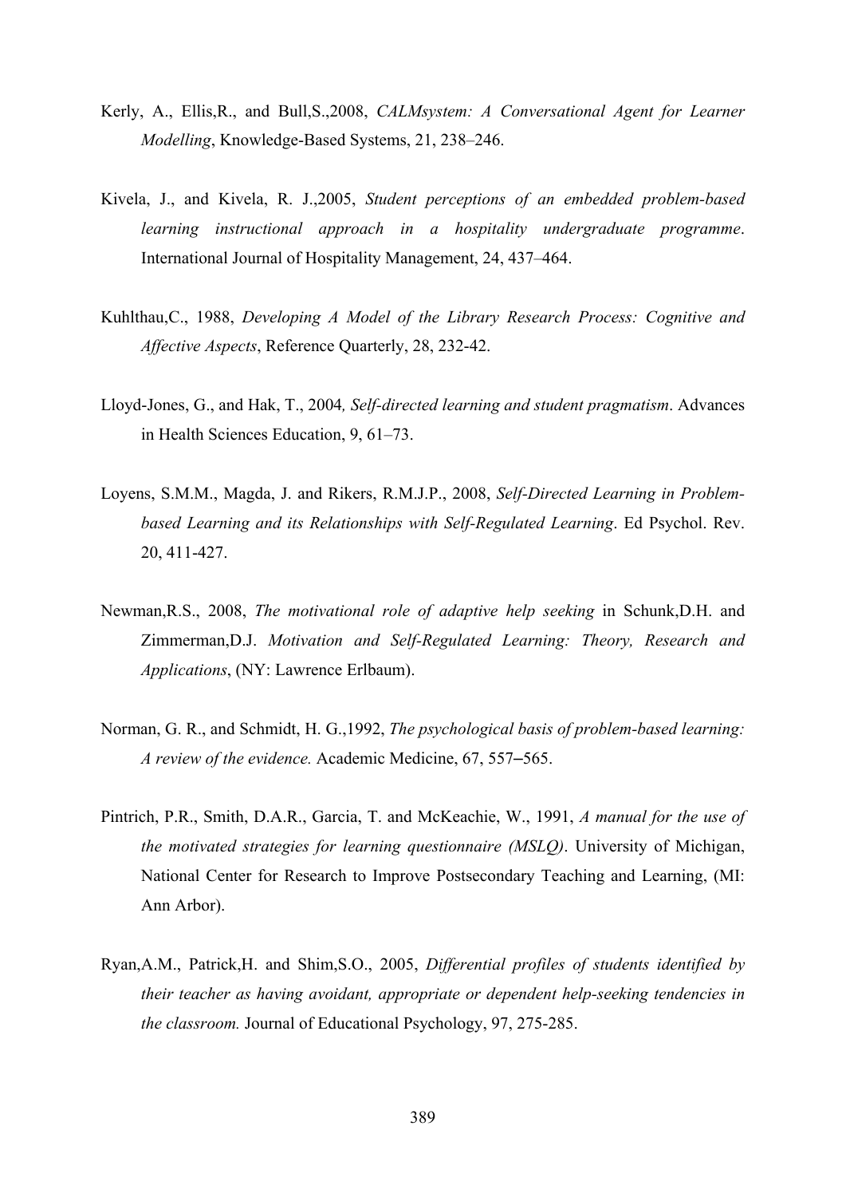Kerly, A., Ellis,R., and Bull,S.,2008, *CALMsystem: A Conversational Agent for Learner Modelling*, Knowledge-Based Systems, 21, 238–246.

Kivela, J., and Kivela, R. J.,2005, *Student perceptions of an embedded problem-based learning instructional approach in a hospitality undergraduate programme*. International Journal of Hospitality Management, 24, 437–464.

Kuhlthau,C., 1988, *Developing A Model of the Library Research Process: Cognitive and Affective Aspects*, Reference Quarterly, 28, 232-42.

Lloyd-Jones, G., and Hak, T., 2004*, Self-directed learning and student pragmatism*. Advances in Health Sciences Education, 9, 61–73.

Loyens, S.M.M., Magda, J. and Rikers, R.M.J.P., 2008, *Self-Directed Learning in Problem-based Learning and its Relationships with Self-Regulated Learning*. Ed Psychol. Rev. 20, 411-427.

Newman,R.S., 2008, *The motivational role of adaptive help seeking* in Schunk,D.H. and Zimmerman,D.J. *Motivation and Self-Regulated Learning: Theory, Research and Applications*, (NY: Lawrence Erlbaum).

Norman, G. R., and Schmidt, H. G.,1992, *The psychological basis of problem-based learning: A review of the evidence.* Academic Medicine, 67, 557–565.

Pintrich, P.R., Smith, D.A.R., Garcia, T. and McKeachie, W., 1991, *A manual for the use of the motivated strategies for learning questionnaire (MSLQ)*. University of Michigan, National Center for Research to Improve Postsecondary Teaching and Learning, (MI: Ann Arbor).

Ryan,A.M., Patrick,H. and Shim,S.O., 2005, *Differential profiles of students identified by their teacher as having avoidant, appropriate or dependent help-seeking tendencies in the classroom.* Journal of Educational Psychology, 97, 275-285.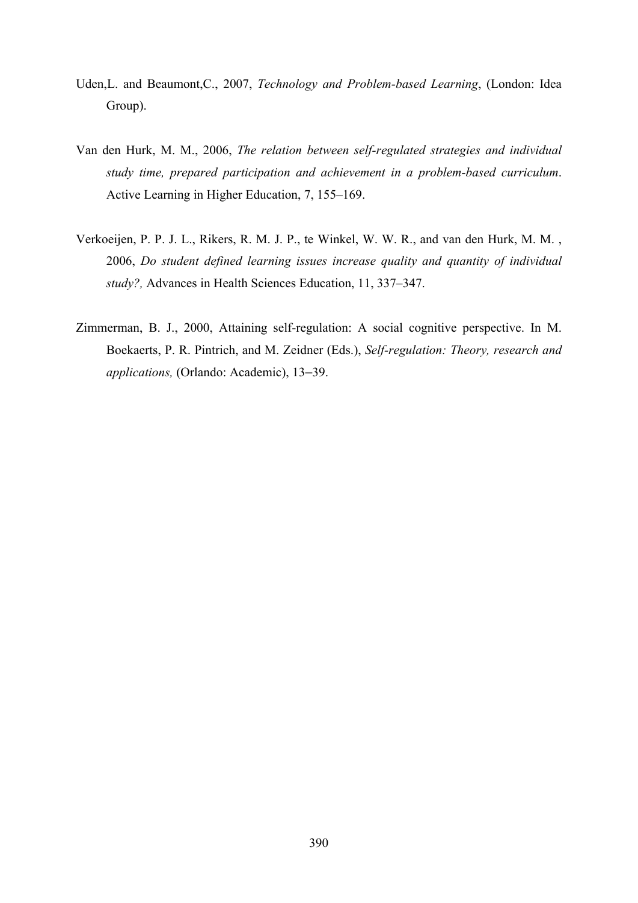Uden,L. and Beaumont,C., 2007, *Technology and Problem-based Learning*, (London: Idea Group).

Van den Hurk, M. M., 2006, *The relation between self-regulated strategies and individual study time, prepared participation and achievement in a problem-based curriculum*. Active Learning in Higher Education, 7, 155–169.

Verkoeijen, P. P. J. L., Rikers, R. M. J. P., te Winkel, W. W. R., and van den Hurk, M. M. , 2006, *Do student defined learning issues increase quality and quantity of individual study?,* Advances in Health Sciences Education, 11, 337–347.

Zimmerman, B. J., 2000, Attaining self-regulation: A social cognitive perspective. In M. Boekaerts, P. R. Pintrich, and M. Zeidner (Eds.), *Self-regulation: Theory, research and applications,* (Orlando: Academic), 13–39.